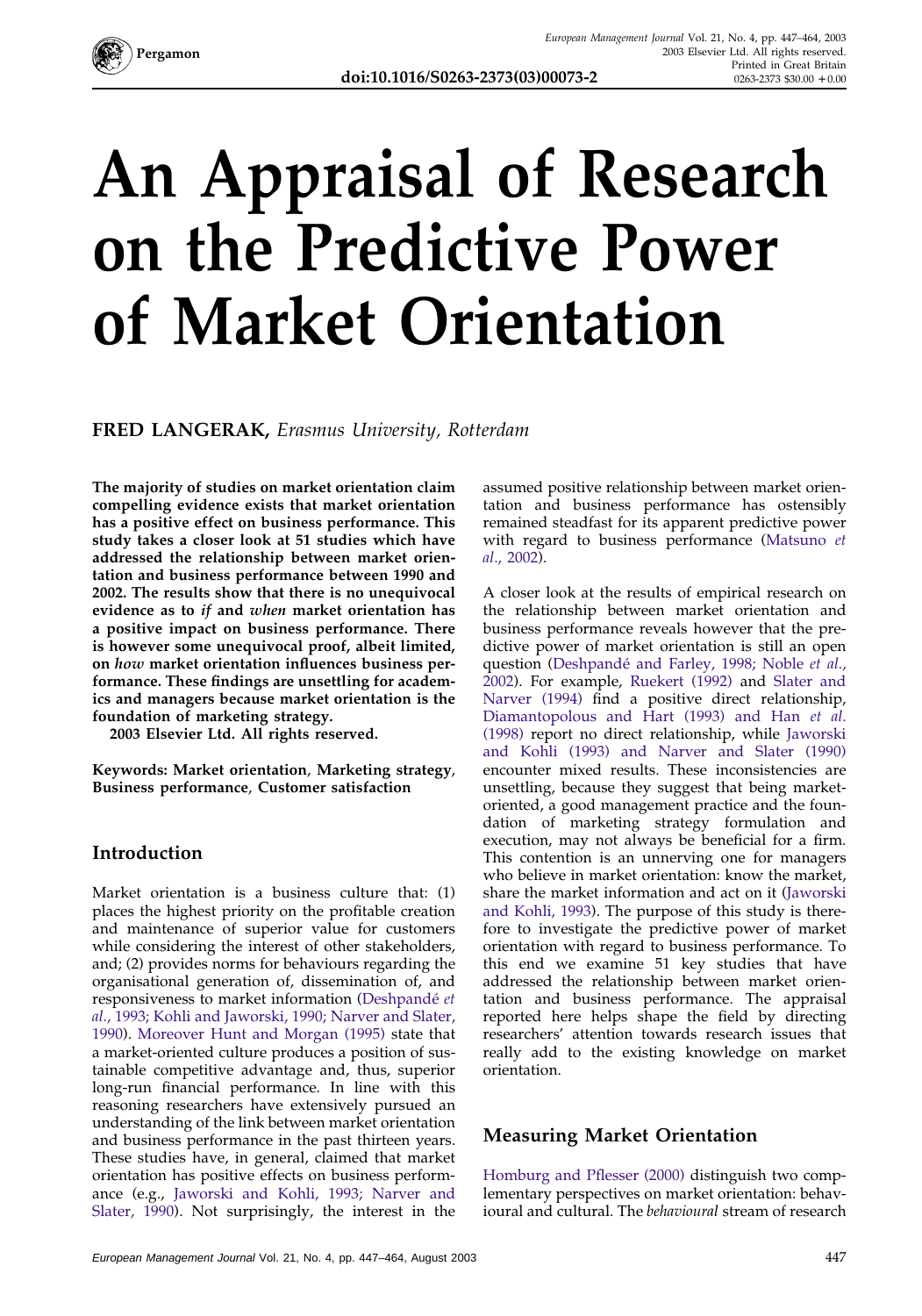# An Appraisal of Research on the Predictive Power of Market Orientation

**FRED LANGERAK,** *Erasmus University, Rotterdam*

**The majority of studies on market orientation claim compelling evidence exists that market orientation has a positive effect on business performance. This study takes a closer look at 51 studies which have addressed the relationship between market orientation and business performance between 1990 and 2002. The results show that there is no unequivocal evidence as to *if* and *when* market orientation has a positive impact on business performance. There is however some unequivocal proof, albeit limited, on *how* market orientation influences business performance. These findings are unsettling for academics and managers because market orientation is the foundation of marketing strategy.**
**2003 Elsevier Ltd. All rights reserved.**

**Keywords: Market orientation, Marketing strategy, Business performance, Customer satisfaction**

## Introduction

Market orientation is a business culture that: (1) places the highest priority on the profitable creation and maintenance of superior value for customers while considering the interest of other stakeholders, and; (2) provides norms for behaviours regarding the organisational generation of, dissemination of, and responsiveness to market information (Deshpandé *et al*., 1993; Kohli and Jaworski, 1990; Narver and Slater, 1990). Moreover Hunt and Morgan (1995) state that a market-oriented culture produces a position of sustainable competitive advantage and, thus, superior long-run financial performance. In line with this reasoning researchers have extensively pursued an understanding of the link between market orientation and business performance in the past thirteen years. These studies have, in general, claimed that market orientation has positive effects on business performance (e.g., Jaworski and Kohli, 1993; Narver and Slater, 1990). Not surprisingly, the interest in the assumed positive relationship between market orientation and business performance has ostensibly remained steadfast for its apparent predictive power with regard to business performance (Matsuno *et al*., 2002).

A closer look at the results of empirical research on the relationship between market orientation and business performance reveals however that the predictive power of market orientation is still an open question (Deshpandé and Farley, 1998; Noble *et al*., 2002). For example, Ruekert (1992) and Slater and Narver (1994) find a positive direct relationship, Diamantopolous and Hart (1993) and Han *et al*. (1998) report no direct relationship, while Jaworski and Kohli (1993) and Narver and Slater (1990) encounter mixed results. These inconsistencies are unsettling, because they suggest that being market-oriented, a good management practice and the foundation of marketing strategy formulation and execution, may not always be beneficial for a firm. This contention is an unnerving one for managers who believe in market orientation: know the market, share the market information and act on it (Jaworski and Kohli, 1993). The purpose of this study is therefore to investigate the predictive power of market orientation with regard to business performance. To this end we examine 51 key studies that have addressed the relationship between market orientation and business performance. The appraisal reported here helps shape the field by directing researchers' attention towards research issues that really add to the existing knowledge on market orientation.

## Measuring Market Orientation

Homburg and Pflesser (2000) distinguish two complementary perspectives on market orientation: behavioural and cultural. The *behavioural* stream of research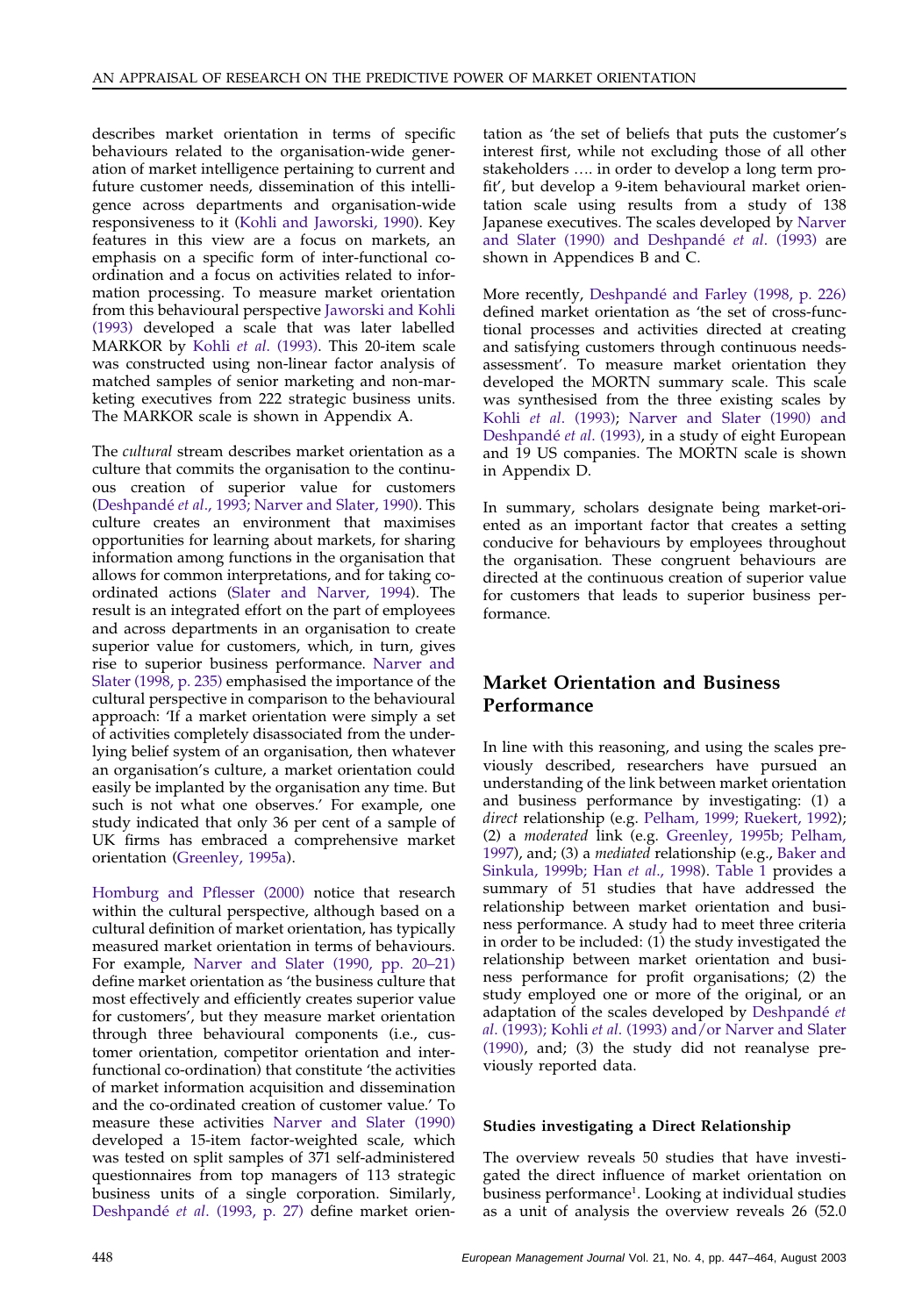describes market orientation in terms of specific behaviours related to the organisation-wide generation of market intelligence pertaining to current and future customer needs, dissemination of this intelligence across departments and organisation-wide responsiveness to it (Kohli and Jaworski, 1990). Key features in this view are a focus on markets, an emphasis on a specific form of inter-functional co-ordination and a focus on activities related to information processing. To measure market orientation from this behavioural perspective Jaworski and Kohli (1993) developed a scale that was later labelled MARKOR by Kohli *et al*. (1993). This 20-item scale was constructed using non-linear factor analysis of matched samples of senior marketing and non-marketing executives from 222 strategic business units. The MARKOR scale is shown in Appendix A.

The *cultural* stream describes market orientation as a culture that commits the organisation to the continuous creation of superior value for customers (Deshpandé *et al*., 1993; Narver and Slater, 1990). This culture creates an environment that maximises opportunities for learning about markets, for sharing information among functions in the organisation that allows for common interpretations, and for taking co-ordinated actions (Slater and Narver, 1994). The result is an integrated effort on the part of employees and across departments in an organisation to create superior value for customers which, in turn, gives rise to superior business performance. Narver and Slater (1998, p. 235) emphasised the importance of the cultural perspective in comparison to the behavioural approach: 'If a market orientation were simply a set of activities completely disassociated from the underlying belief system of an organisation, then whatever an organisation's culture, a market orientation could easily be implanted by the organisation any time. But such is not what one observes.' For example, one study indicated that only 36 per cent of a sample of UK firms has embraced a comprehensive market orientation (Greenley, 1995a).

Homburg and Pflesser (2000) notice that research within the cultural perspective, although based on a cultural definition of market orientation, has typically measured market orientation in terms of behaviours. For example, Narver and Slater (1990, pp. 20–21) define market orientation as 'the business culture that most effectively and efficiently creates superior value for customers', but they measure market orientation through three behavioural components (i.e., customer orientation, competitor orientation and inter-functional co-ordination) that constitute 'the activities of market information acquisition and dissemination and the co-ordinated creation of customer value.' To measure these activities Narver and Slater (1990) developed a 15-item factor-weighted scale, which was tested on split samples of 371 self-administered questionnaires from top managers of 113 strategic business units of a single corporation. Similarly, Deshpandé *et al*. (1993, p. 27) define market orientation as 'the set of beliefs that puts the customer's interest first, while not excluding those of all other stakeholders …. in order to develop a long term profit', but develop a 9-item behavioural market orientation scale using results from a study of 138 Japanese executives. The scales developed by Narver and Slater (1990) and Deshpandé *et al*. (1993) are shown in Appendices B and C.

More recently, Deshpandé and Farley (1998, p. 226) defined market orientation as 'the set of cross-functional processes and activities directed at creating and satisfying customers through continuous needs-assessment'. To measure market orientation they developed the MORTN summary scale. This scale was synthesised from the three existing scales by Kohli *et al*. (1993); Narver and Slater (1990) and Deshpandé *et al*. (1993), in a study of eight European and 19 US companies. The MORTN scale is shown in Appendix D.

In summary, scholars designate being market-oriented as an important factor that creates a setting conducive for behaviours by employees throughout the organisation. These congruent behaviours are directed at the continuous creation of superior value for customers that leads to superior business performance.

## Market Orientation and Business Performance

In line with this reasoning, and using the scales previously described, researchers have pursued an understanding of the link between market orientation and business performance by investigating: (1) a *direct* relationship (e.g. Pelham, 1999; Ruekert, 1992); (2) a *moderated* link (e.g. Greenley, 1995b; Pelham, 1997), and; (3) a *mediated* relationship (e.g., Baker and Sinkula, 1999b; Han *et al*., 1998). Table 1 provides a summary of 51 studies that have addressed the relationship between market orientation and business performance. A study had to meet three criteria in order to be included: (1) the study investigated the relationship between market orientation and business performance for profit organisations; (2) the study employed one or more of the original, or an adaptation of the scales developed by Deshpandé *et al*. (1993); Kohli *et al*. (1993) and/or Narver and Slater (1990), and; (3) the study did not reanalyse previously reported data.

### Studies investigating a Direct Relationship

The overview reveals 50 studies that have investigated the direct influence of market orientation on business performance[1]. Looking at individual studies as a unit of analysis the overview reveals 26 (52.0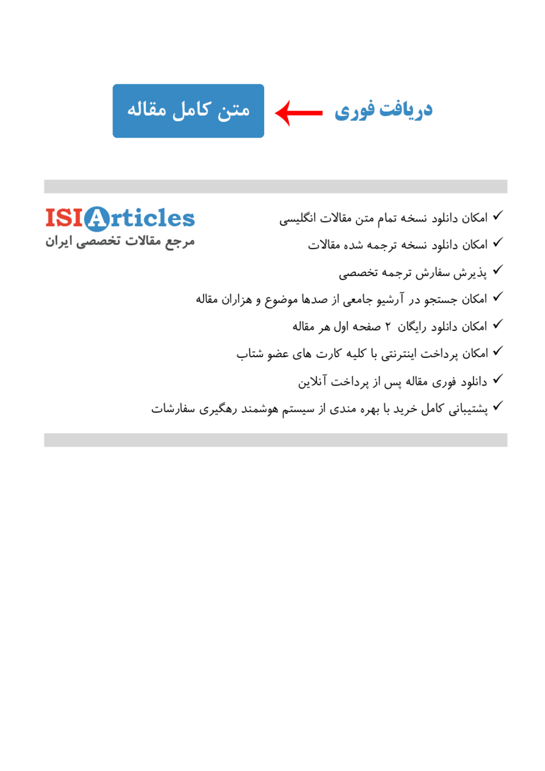دریافت فوری ← **متن کامل مقاله**

**ISIArticles**
مرجع مقالات تخصصی ایران

- ✓ امکان دانلود نسخه تمام متن مقالات انگلیسی
- ✓ امکان دانلود نسخه ترجمه شده مقالات
- ✓ پذیرش سفارش ترجمه تخصصی
- ✓ امکان جستجو در آرشیو جامعی از صدها موضوع و هزاران مقاله
- ✓ امکان دانلود رایگان ۲ صفحه اول هر مقاله
- ✓ امکان پرداخت اینترنتی با کلیه کارت های عضو شتاب
- ✓ دانلود فوری مقاله پس از پرداخت آنلاین
- ✓ پشتیبانی کامل خرید با بهره مندی از سیستم هوشمند رهگیری سفارشات